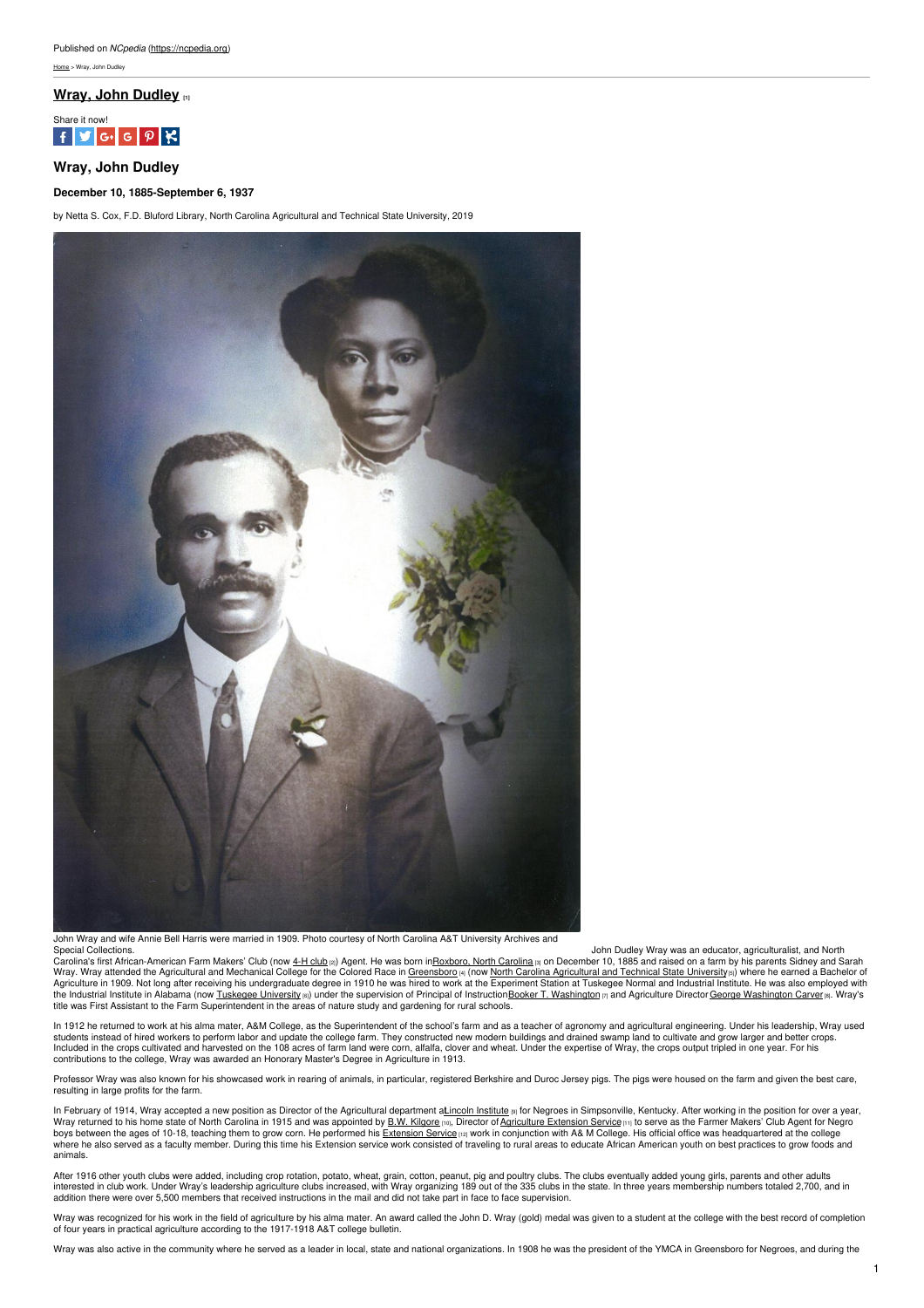Published on *NCpedia* (https://ncpedia.org)

Home > Wray, John Dudley

## Wray, John Dudley [1]

Share it now!

## Wray, John Dudley

### December 10, 1885-September 6, 1937

by Netta S. Cox, F.D. Bluford Library, North Carolina Agricultural and Technical State University, 2019

John Wray and wife Annie Bell Harris were married in 1909. Photo courtesy of North Carolina A&T University Archives and Special Collections.

John Dudley Wray was an educator, agriculturalist, and North Carolina's first African-American Farm Makers' Club (now 4-H club [2]) Agent. He was born in Roxboro, North Carolina [3] on December 10, 1885 and raised on a farm by his parents Sidney and Sarah Wray. Wray attended the Agricultural and Mechanical College for the Colored Race in Greensboro [4] (now North Carolina Agricultural and Technical State University [5]) where he earned a Bachelor of Agriculture in 1909. Not long after receiving his undergraduate degree in 1910 he was hired to work at the Experiment Station at Tuskegee Normal and Industrial Institute. He was also employed with the Industrial Institute in Alabama (now Tuskegee University [6]) under the supervision of Principal of Instruction Booker T. Washington [7] and Agriculture Director George Washington Carver [8]. Wray's title was First Assistant to the Farm Superintendent in the areas of nature study and gardening for rural schools.

In 1912 he returned to work at his alma mater, A&M College, as the Superintendent of the school's farm and as a teacher of agronomy and agricultural engineering. Under his leadership, Wray used students instead of hired workers to perform labor and update the college farm. They constructed new modern buildings and drained swamp land to cultivate and grow larger and better crops. Included in the crops cultivated and harvested on the 108 acres of farm land were corn, alfalfa, clover and wheat. Under the expertise of Wray, the crops output tripled in one year. For his contributions to the college, Wray was awarded an Honorary Master's Degree in Agriculture in 1913.

Professor Wray was also known for his showcased work in rearing of animals, in particular, registered Berkshire and Duroc Jersey pigs. The pigs were housed on the farm and given the best care, resulting in large profits for the farm.

In February of 1914, Wray accepted a new position as Director of the Agricultural department at Lincoln Institute [9] for Negroes in Simpsonville, Kentucky. After working in the position for over a year, Wray returned to his home state of North Carolina in 1915 and was appointed by B.W. Kilgore [10], Director of Agriculture Extension Service [11] to serve as the Farmer Makers' Club Agent for Negro boys between the ages of 10-18, teaching them to grow corn. He performed his Extension Service [12] work in conjunction with A& M College. His official office was headquartered at the college where he also served as a faculty member. During this time his Extension service work consisted of traveling to rural areas to educate African American youth on best practices to grow foods and animals.

After 1916 other youth clubs were added, including crop rotation, potato, wheat, grain, cotton, peanut, pig and poultry clubs. The clubs eventually added young girls, parents and other adults interested in club work. Under Wray's leadership agriculture clubs increased, with Wray organizing 189 out of the 335 clubs in the state. In three years membership numbers totaled 2,700, and in addition there were over 5,500 members that received instructions in the mail and did not take part in face to face supervision.

Wray was recognized for his work in the field of agriculture by his alma mater. An award called the John D. Wray (gold) medal was given to a student at the college with the best record of completion of four years in practical agriculture according to the 1917-1918 A&T college bulletin.

Wray was also active in the community where he served as a leader in local, state and national organizations. In 1908 he was the president of the YMCA in Greensboro for Negroes, and during the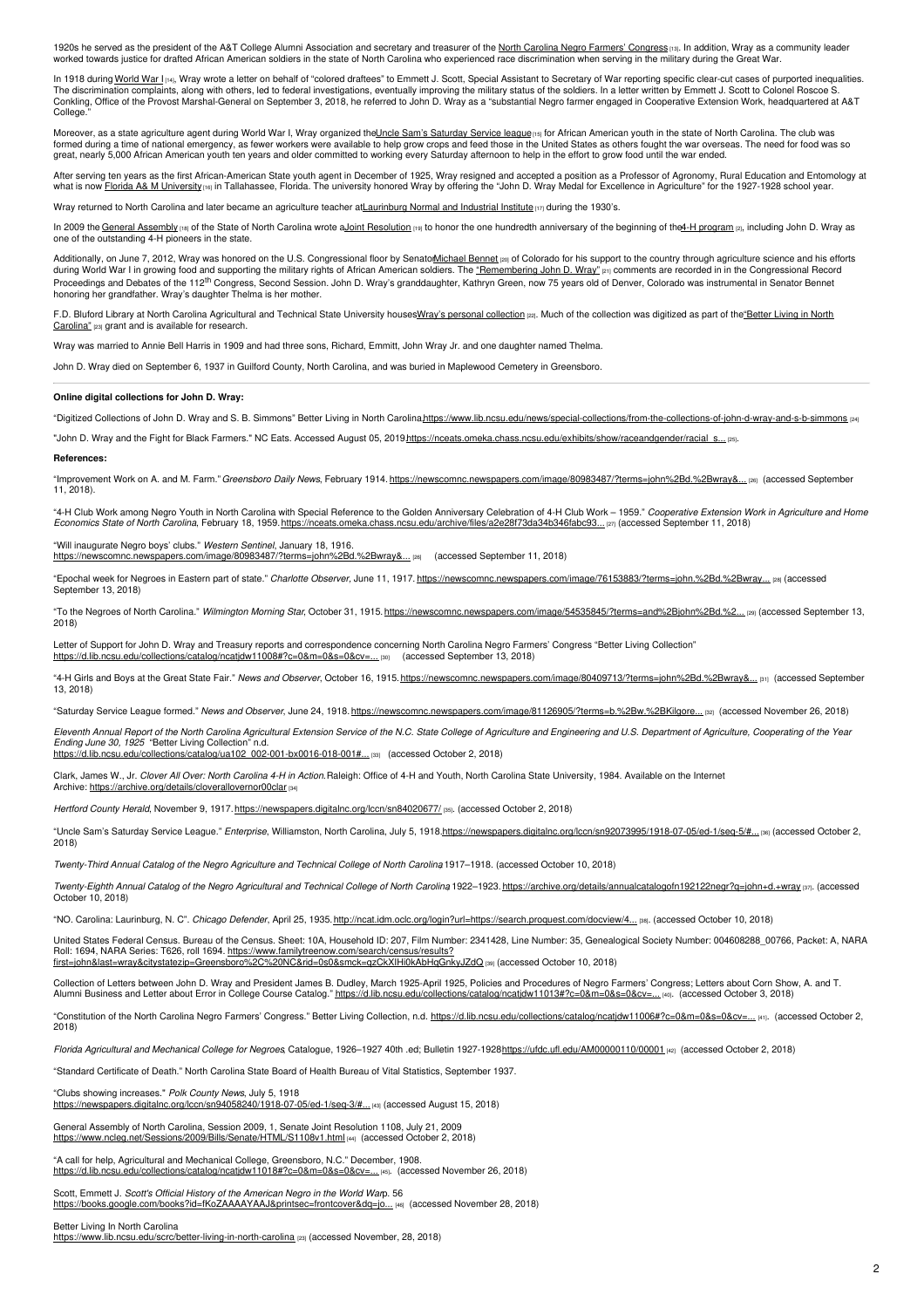1920s he served as the president of the A&T College Alumni Association and secretary and treasurer of the North Carolina Negro Farmers' Congress [13]. In addition, Wray as a community leader worked towards justice for drafted African American soldiers in the state of North Carolina who experienced race discrimination when serving in the military during the Great War.

In 1918 during World War I [14], Wray wrote a letter on behalf of "colored draftees" to Emmett J. Scott, Special Assistant to Secretary of War reporting specific clear-cut cases of purported inequalities. The discrimination complaints, along with others, led to federal investigations, eventually improving the military status of the soldiers. In a later written by Emmett J. Scott to Colonel Roscoe S. Conkling, Office of the Provost Marshal-General on September 3, 2018, he referred to John D. Wray as a "substantial Negro farmer engaged in Cooperative Extension Work, headquartered at A&T College."

Moreover, as a state agriculture agent during World War I, Wray organized the Uncle Sam's Saturday Service league [15] for African American youth in the state of North Carolina. The club was formed during a time of national emergency, as fewer workers were available to help grow crops and feed those in the United States as others fought the war overseas. The need for food was so great, nearly 5,000 African American youth ten years and older committed to working every Saturday afternoon to help in the effort to grow food until the war ended.

After serving ten years as the first African-American State youth agent in December of 1925, Wray resigned and accepted a position as a Professor of Agronomy, Rural Education and Entomology at what is now Florida A& M University [16] in Tallahassee, Florida. The university honored Wray by offering the "John D. Wray Medal for Excellence in Agriculture" for the 1927-1928 school year.

Wray returned to North Carolina and later became an agriculture teacher at Laurinburg Normal and Industrial Institute [17] during the 1930's.

In 2009 the General Assembly [18] of the State of North Carolina wrote a Joint Resolution [19] to honor the one hundredth anniversary of the beginning of the 4-H program [2], including John D. Wray as one of the outstanding 4-H pioneers in the state.

Additionally, on June 7, 2012, Wray was honored on the U.S. Congressional floor by Senator Michael Bennet [20] of Colorado for his support to the country through agriculture science and his efforts during World War I in growing food and supporting the military rights of African American soldiers. The "Remembering John D. Wray" [21] comments are recorded in in the Congressional Record Proceedings and Debates of the 112th Congress, Second Session. John D. Wray's granddaughter, Kathryn Green, now 75 years old of Denver, Colorado was instrumental in Senator Bennet honoring her grandfather. Wray's daughter Thelma is her mother.

F.D. Bluford Library at North Carolina Agricultural and Technical State University houses Wray's personal collection [22]. Much of the collection was digitized as part of the "Better Living in North Carolina" [23] grant and is available for research.

Wray was married to Annie Bell Harris in 1909 and had three sons, Richard, Emmitt, John Wray Jr. and one daughter named Thelma.

John D. Wray died on September 6, 1937 in Guilford County, North Carolina, and was buried in Maplewood Cemetery in Greensboro.

**Online digital collections for John D. Wray:**

"Digitized Collections of John D. Wray and S. B. Simmons" Better Living in North Carolina https://www.lib.ncsu.edu/news/special-collections/from-the-collections-of-john-d-wray-and-s-b-simmons [24]

"John D. Wray and the Fight for Black Farmers." NC Eats. Accessed August 05, 2019 https://nceats.omeka.chass.ncsu.edu/exhibits/show/raceandgender/racial_s... [25].

**References:**

"Improvement Work on A. and M. Farm." *Greensboro Daily News*, February 1914. https://newscomnc.newspapers.com/image/80983487/?terms=john%2Bd.%2Bwray&... [26] (accessed September 11, 2018).

"4-H Club Work among Negro Youth in North Carolina with Special Reference to the Golden Anniversary Celebration of 4-H Club Work – 1959." *Cooperative Extension Work in Agriculture and Home Economics State of North Carolina*, February 18, 1959. https://nceats.omeka.chass.ncsu.edu/archive/files/a2e28f73da34b346fabc93... [27] (accessed September 11, 2018)

"Will inaugurate Negro boys' clubs." *Western Sentinel*, January 18, 1916.
https://newscomnc.newspapers.com/image/80983487/?terms=john%2Bd.%2Bwray&... [28] (accessed September 11, 2018)

"Epochal week for Negroes in Eastern part of state." *Charlotte Observer*, June 11, 1917. https://newscomnc.newspapers.com/image/76153883/?terms=john.%2Bd.%2Bwray... [28] (accessed September 13, 2018)

"To the Negroes of North Carolina." *Wilmington Morning Star*, October 31, 1915. https://newscomnc.newspapers.com/image/54535845/?terms=and%2Bjohn%2Bd.%2... [29] (accessed September 13, 2018)

Letter of Support for John D. Wray and Treasury reports and correspondence concerning North Carolina Negro Farmers' Congress "Better Living Collection"
https://d.lib.ncsu.edu/collections/catalog/ncatjdw11008#?c=0&m=0&s=0&cv=... [30] (accessed September 13, 2018)

"4-H Girls and Boys at the Great State Fair." *News and Observer*, October 16, 1915. https://newscomnc.newspapers.com/image/80409713/?terms=john%2Bd.%2Bwray&... [31] (accessed September 13, 2018)

"Saturday Service League formed." *News and Observer*, June 24, 1918. https://newscomnc.newspapers.com/image/81126905/?terms=b.%2Bw.%2BKilgore... [32] (accessed November 26, 2018)

*Eleventh Annual Report of the North Carolina Agricultural Extension Service of the N.C. State College of Agriculture and Engineering and U.S. Department of Agriculture, Cooperating of the Year Ending June 30, 1925* "Better Living Collection" n.d.
https://d.lib.ncsu.edu/collections/catalog/ua102_002-001-bx0016-018-001#... [33] (accessed October 2, 2018)

Clark, James W., Jr. *Clover All Over: North Carolina 4-H in Action.* Raleigh: Office of 4-H and Youth, North Carolina State University, 1984. Available on the Internet Archive: https://archive.org/details/cloverallovernor00clar [34]

*Hertford County Herald*, November 9, 1917. https://newspapers.digitalnc.org/lccn/sn84020677/ [35]. (accessed October 2, 2018)

"Uncle Sam's Saturday Service League." *Enterprise*, Williamston, North Carolina, July 5, 1918. https://newspapers.digitalnc.org/lccn/sn92073995/1918-07-05/ed-1/seq-5/#... [36] (accessed October 2, 2018)

*Twenty-Third Annual Catalog of the Negro Agriculture and Technical College of North Carolina* 1917–1918. (accessed October 10, 2018)

*Twenty-Eighth Annual Catalog of the Negro Agricultural and Technical College of North Carolina* 1922–1923. https://archive.org/details/annualcatalogofn192122negr?q=john+d.+wray [37]. (accessed October 10, 2018)

"NO. Carolina: Laurinburg, N. C". *Chicago Defender*, April 25, 1935. http://ncat.idm.oclc.org/login?url=https://search.proquest.com/docview/4... [38]. (accessed October 10, 2018)

United States Federal Census. Bureau of the Census. Sheet: 10A, Household ID: 207, Film Number: 2341428, Line Number: 35, Genealogical Society Number: 004608288_00766, Packet: A, NARA Roll: 1694, NARA Series: T626, roll 1694. https://www.familytreenow.com/search/census/results?first=john&last=wray&citystatezip=Greensboro%2C%20NC&rid=0s0&smck=qzCkXIHi0kAbHqGnkyJZdQ [39] (accessed October 10, 2018)

Collection of Letters between John D. Wray and President James B. Dudley, March 1925-April 1925, Policies and Procedures of Negro Farmers' Congress; Letters about Corn Show, A. and T. Alumni Business and Letter about Error in College Course Catalog." https://d.lib.ncsu.edu/collections/catalog/ncatjdw11013#?c=0&m=0&s=0&cv=... [40]. (accessed October 3, 2018)

"Constitution of the North Carolina Negro Farmers' Congress." Better Living Collection, n.d. https://d.lib.ncsu.edu/collections/catalog/ncatjdw11006#?c=0&m=0&s=0&cv=... [41]. (accessed October 2, 2018)

*Florida Agricultural and Mechanical College for Negroes*, Catalogue, 1926–1927 40th .ed; Bulletin 1927-1928 https://ufdc.ufl.edu/AM00000110/00001 [42] (accessed October 2, 2018)

"Standard Certificate of Death." North Carolina State Board of Health Bureau of Vital Statistics, September 1937.

"Clubs showing increases." *Polk County News*, July 5, 1918
https://newspapers.digitalnc.org/lccn/sn94058240/1918-07-05/ed-1/seq-3/#... [43] (accessed August 15, 2018)

General Assembly of North Carolina, Session 2009, 1, Senate Joint Resolution 1108, July 21, 2009
https://www.ncleg.net/Sessions/2009/Bills/Senate/HTML/S1108v1.html [44] (accessed October 2, 2018)

"A call for help, Agricultural and Mechanical College, Greensboro, N.C." December, 1908.
https://d.lib.ncsu.edu/collections/catalog/ncatjdw11018#?c=0&m=0&s=0&cv=... [45]. (accessed November 26, 2018)

Scott, Emmett J. *Scott's Official History of the American Negro in the World War* p. 56
https://books.google.com/books?id=fKoZAAAAYAAJ&printsec=frontcover&dq=jo... [46] (accessed November 28, 2018)

Better Living In North Carolina
https://www.lib.ncsu.edu/scrc/better-living-in-north-carolina [23] (accessed November, 28, 2018)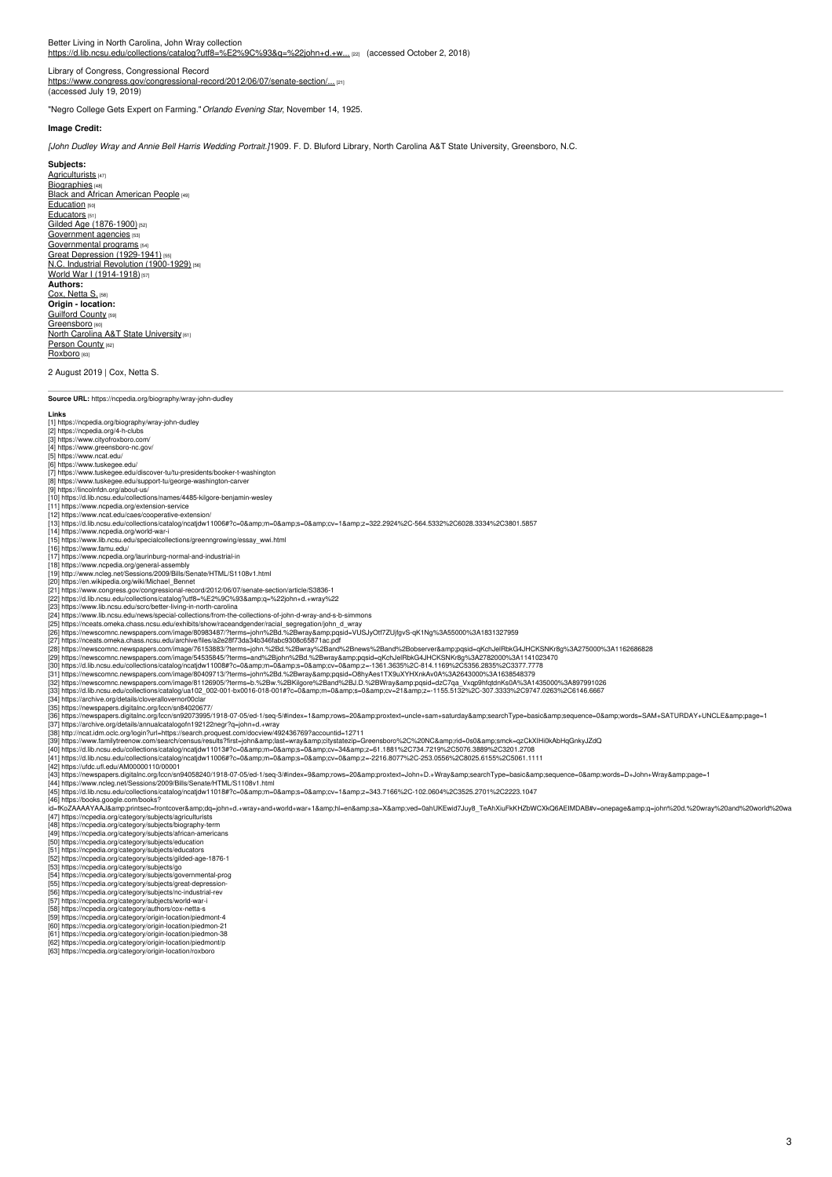Better Living in North Carolina, John Wray collection
https://d.lib.ncsu.edu/collections/catalog?utf8=%E2%9C%93&q=%22john+d.+w... [22] (accessed October 2, 2018)

Library of Congress, Congressional Record
https://www.congress.gov/congressional-record/2012/06/07/senate-section/... [21]
(accessed July 19, 2019)

"Negro College Gets Expert on Farming." *Orlando Evening Star*, November 14, 1925.

**Image Credit:**

*[John Dudley Wray and Annie Bell Harris Wedding Portrait.]* 1909. F. D. Bluford Library, North Carolina A&T State University, Greensboro, N.C.

**Subjects:**
Agriculturists [47]
Biographies [48]
Black and African American People [49]
Education [50]
Educators [51]
Gilded Age (1876-1900) [52]
Government agencies [53]
Governmental programs [54]
Great Depression (1929-1941) [55]
N.C. Industrial Revolution (1900-1929) [56]
World War I (1914-1918) [57]
**Authors:**
Cox, Netta S. [58]
**Origin - location:**
Guilford County [59]
Greensboro [60]
North Carolina A&T State University [61]
Person County [62]
Roxboro [63]

2 August 2019 | Cox, Netta S.

**Source URL:** https://ncpedia.org/biography/wray-john-dudley

**Links**
[1] https://ncpedia.org/biography/wray-john-dudley
[2] https://ncpedia.org/4-h-clubs
[3] https://www.cityofroxboro.com/
[4] https://www.greensboro-nc.gov/
[5] https://www.ncat.edu/
[6] https://www.tuskegee.edu/
[7] https://www.tuskegee.edu/discover-tu/tu-presidents/booker-t-washington
[8] https://www.tuskegee.edu/support-tu/george-washington-carver
[9] https://lincolnfdn.org/about-us/
[10] https://d.lib.ncsu.edu/collections/names/4485-kilgore-benjamin-wesley
[11] https://www.ncpedia.org/extension-service
[12] https://www.ncat.edu/caes/cooperative-extension/
[13] https://d.lib.ncsu.edu/collections/catalog/ncatjdw11006#?c=0&amp;m=0&amp;s=0&amp;cv=1&amp;z=322.2924%2C-564.5332%2C6028.3334%2C3801.5857
[14] https://www.ncpedia.org/world-war-i
[15] https://www.lib.ncsu.edu/specialcollections/greenngrowing/essay_wwi.html
[16] https://www.famu.edu/
[17] https://www.ncpedia.org/laurinburg-normal-and-industrial-in
[18] https://www.ncpedia.org/general-assembly
[19] http://www.ncleg.net/Sessions/2009/Bills/Senate/HTML/S1108v1.html
[20] https://en.wikipedia.org/wiki/Michael_Bennet
[21] https://www.congress.gov/congressional-record/2012/06/07/senate-section/article/S3836-1
[22] https://d.lib.ncsu.edu/collections/catalog?utf8=%E2%9C%93&amp;q=%22john+d.+wray%22
[23] https://www.lib.ncsu.edu/scrc/better-living-in-north-carolina
[24] https://www.lib.ncsu.edu/news/special-collections/from-the-collections-of-john-d-wray-and-s-b-simmons
[25] https://nceats.omeka.chass.ncsu.edu/exhibits/show/raceandgender/racial_segregation/john_d_wray
[26] https://newscomnc.newspapers.com/image/80983487/?terms=john%2Bd.%2Bwray&amp;pqsid=VUSJyOtf7ZUjfgvS-qK1Ng%3A55000%3A1831327959
[27] https://nceats.omeka.chass.ncsu.edu/archive/files/a2e28f73da34b346fabc9308c65871ac.pdf
[28] https://newscomnc.newspapers.com/image/76153883/?terms=john.%2Bd.%2Bwray%2Band%2Bnews%2Band%2Bobserver&amp;pqsid=qKchJelRbkG4JHCKSNKr8g%3A275000%3A1162686828
[29] https://newscomnc.newspapers.com/image/54535845/?terms=and%2Bjohn%2Bd.%2Bwray&amp;pqsid=qKchJelRbkG4JHCKSNKr8g%3A2782000%3A1141023470
[30] https://d.lib.ncsu.edu/collections/catalog/ncatjdw11008#?c=0&amp;m=0&amp;s=0&amp;cv=0&amp;z=-1361.3635%2C-814.1169%2C5356.2835%2C3377.7778
[31] https://newscomnc.newspapers.com/image/80409713/?terms=john%2Bd.%2Bwray&amp;pqsid=O8hyAes1TX9uXYHXnkAv0A%3A2643000%3A1638548379
[32] https://newscomnc.newspapers.com/image/81126905/?terms=b.%2Bw.%2BKilgore%2Band%2BJ.D.%2BWray&amp;pqsid=dzC7qa_Vxqp9hfqtdnKs0A%3A1435000%3A897991026
[33] https://d.lib.ncsu.edu/collections/catalog/ua102_002-001-bx0016-018-001#?c=0&amp;m=0&amp;s=0&amp;cv=21&amp;z=-1155.5132%2C-307.3333%2C9747.0263%2C6146.6667
[34] https://archive.org/details/cloverallovernor00clar
[35] https://newspapers.digitalnc.org/lccn/sn84020677/
[36] https://newspapers.digitalnc.org/lccn/sn92073995/1918-07-05/ed-1/seq-5/#index=1&amp;rows=20&amp;proxtext=uncle+sam+saturday&amp;searchType=basic&amp;sequence=0&amp;words=SAM+SATURDAY+UNCLE&amp;page=1
[37] https://archive.org/details/annualcatalogofn192122negr?q=john+d.+wray
[38] http://ncat.idm.oclc.org/login?url=https://search.proquest.com/docview/492436769?accountid=12711
[39] https://www.familytreenow.com/search/census/results?first=john&amp;last=wray&amp;citystatezip=Greensboro%2C%20NC&amp;rid=0s0&amp;smck=qzCkXIHi0kAbHqGnkyJZdQ
[40] https://d.lib.ncsu.edu/collections/catalog/ncatjdw11013#?c=0&amp;m=0&amp;s=0&amp;cv=34&amp;z=-61.1881%2C734.7219%2C5076.3889%2C3201.2708
[41] https://d.lib.ncsu.edu/collections/catalog/ncatjdw11006#?c=0&amp;m=0&amp;s=0&amp;cv=0&amp;z=-2216.8077%2C-253.0556%2C8025.6155%2C5061.1111
[42] https://ufdc.ufl.edu/AM00000110/00001
[43] https://newspapers.digitalnc.org/lccn/sn94058240/1918-07-05/ed-1/seq-3/#index=9&amp;rows=20&amp;proxtext=John+D.+Wray&amp;searchType=basic&amp;sequence=0&amp;words=D+John+Wray&amp;page=1
[44] https://www.ncleg.net/Sessions/2009/Bills/Senate/HTML/S1108v1.html
[45] https://d.lib.ncsu.edu/collections/catalog/ncatjdw11018#?c=0&amp;m=0&amp;s=0&amp;cv=1&amp;z=343.7166%2C-102.0604%2C3525.2701%2C2223.1047
[46] https://books.google.com/books?id=fKoZAAAAYAAJ&amp;printsec=frontcover&amp;dq=john+d.+wray+and+world+war+1&amp;hl=en&amp;sa=X&amp;ved=0ahUKEwid7Juy8_TeAhXiuFkKHZbWCXkQ6AEIMDAB#v=onepage&amp;q=john%20d.%20wray%20and%20world%20wa
[47] https://ncpedia.org/category/subjects/agriculturists
[48] https://ncpedia.org/category/subjects/biography-term
[49] https://ncpedia.org/category/subjects/african-americans
[50] https://ncpedia.org/category/subjects/education
[51] https://ncpedia.org/category/subjects/educators
[52] https://ncpedia.org/category/subjects/gilded-age-1876-1
[53] https://ncpedia.org/category/subjects/go
[54] https://ncpedia.org/category/subjects/governmental-prog
[55] https://ncpedia.org/category/subjects/great-depression-
[56] https://ncpedia.org/category/subjects/nc-industrial-rev
[57] https://ncpedia.org/category/subjects/world-war-i
[58] https://ncpedia.org/category/authors/cox-netta-s
[59] https://ncpedia.org/category/origin-location/piedmont-4
[60] https://ncpedia.org/category/origin-location/piedmon-21
[61] https://ncpedia.org/category/origin-location/piedmon-38
[62] https://ncpedia.org/category/origin-location/piedmont/p
[63] https://ncpedia.org/category/origin-location/roxboro